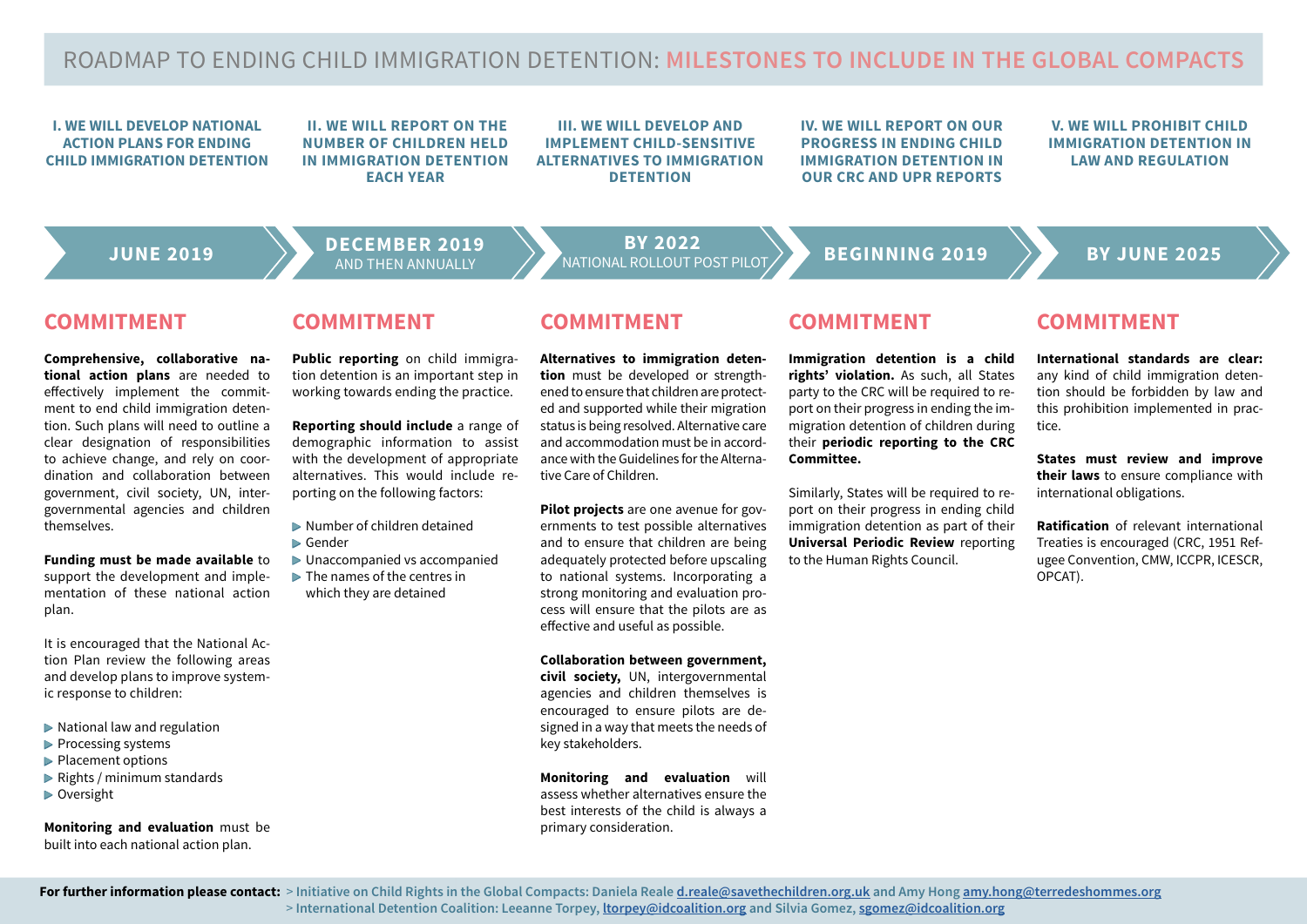# ROADMAP TO ENDING CHILD IMMIGRATION DETENTION: MILESTONES TO INCLUDE IN THE GLOBAL COMPACTS

## I. WE WILL DEVELOP NATIONAL ACTION PLANS FOR ENDING CHILD IMMIGRATION DETENTION

**JUNE 2019**

### COMMITMENT

**Comprehensive, collaborative national action plans** are needed to effectively implement the commitment to end child immigration detention. Such plans will need to outline a clear designation of responsibilities to achieve change, and rely on coordination and collaboration between government, civil society, UN, intergovernmental agencies and children themselves.

**Funding must be made available** to support the development and implementation of these national action plan.

It is encouraged that the National Action Plan review the following areas and develop plans to improve systemic response to children:

- National law and regulation
- Processing systems
- Placement options
- Rights / minimum standards
- Oversight

**Monitoring and evaluation** must be built into each national action plan.

## II. WE WILL REPORT ON THE NUMBER OF CHILDREN HELD IN IMMIGRATION DETENTION EACH YEAR

**DECEMBER 2019** AND THEN ANNUALLY

### COMMITMENT

**Public reporting** on child immigration detention is an important step in working towards ending the practice.

**Reporting should include** a range of demographic information to assist with the development of appropriate alternatives. This would include reporting on the following factors:

- Number of children detained
- Gender
- Unaccompanied vs accompanied
- The names of the centres in which they are detained

## III. WE WILL DEVELOP AND IMPLEMENT CHILD-SENSITIVE ALTERNATIVES TO IMMIGRATION DETENTION

**BY 2022** NATIONAL ROLLOUT POST PILOT

### COMMITMENT

**Alternatives to immigration detention** must be developed or strengthened to ensure that children are protected and supported while their migration status is being resolved. Alternative care and accommodation must be in accordance with the Guidelines for the Alternative Care of Children.

**Pilot projects** are one avenue for governments to test possible alternatives and to ensure that children are being adequately protected before upscaling to national systems. Incorporating a strong monitoring and evaluation process will ensure that the pilots are as effective and useful as possible.

**Collaboration between government, civil society,** UN, intergovernmental agencies and children themselves is encouraged to ensure pilots are designed in a way that meets the needs of key stakeholders.

**Monitoring and evaluation** will assess whether alternatives ensure the best interests of the child is always a primary consideration.

## IV. WE WILL REPORT ON OUR PROGRESS IN ENDING CHILD IMMIGRATION DETENTION IN OUR CRC AND UPR REPORTS

**BEGINNING 2019**

### COMMITMENT

**Immigration detention is a child rights' violation.** As such, all States party to the CRC will be required to report on their progress in ending the immigration detention of children during their **periodic reporting to the CRC Committee.**

Similarly, States will be required to report on their progress in ending child immigration detention as part of their **Universal Periodic Review** reporting to the Human Rights Council.

## V. WE WILL PROHIBIT CHILD IMMIGRATION DETENTION IN LAW AND REGULATION

**BY JUNE 2025**

### COMMITMENT

**International standards are clear:** any kind of child immigration detention should be forbidden by law and this prohibition implemented in practice.

**States must review and improve their laws** to ensure compliance with international obligations.

**Ratification** of relevant international Treaties is encouraged (CRC, 1951 Refugee Convention, CMW, ICCPR, ICESCR, OPCAT).

---

**For further information please contact:**
> Initiative on Child Rights in the Global Compacts: Daniela Reale d.reale@savethechildren.org.uk and Amy Hong amy.hong@terredeshommes.org
> International Detention Coalition: Leeanne Torpey, ltorpey@idcoalition.org and Silvia Gomez, sgomez@idcoalition.org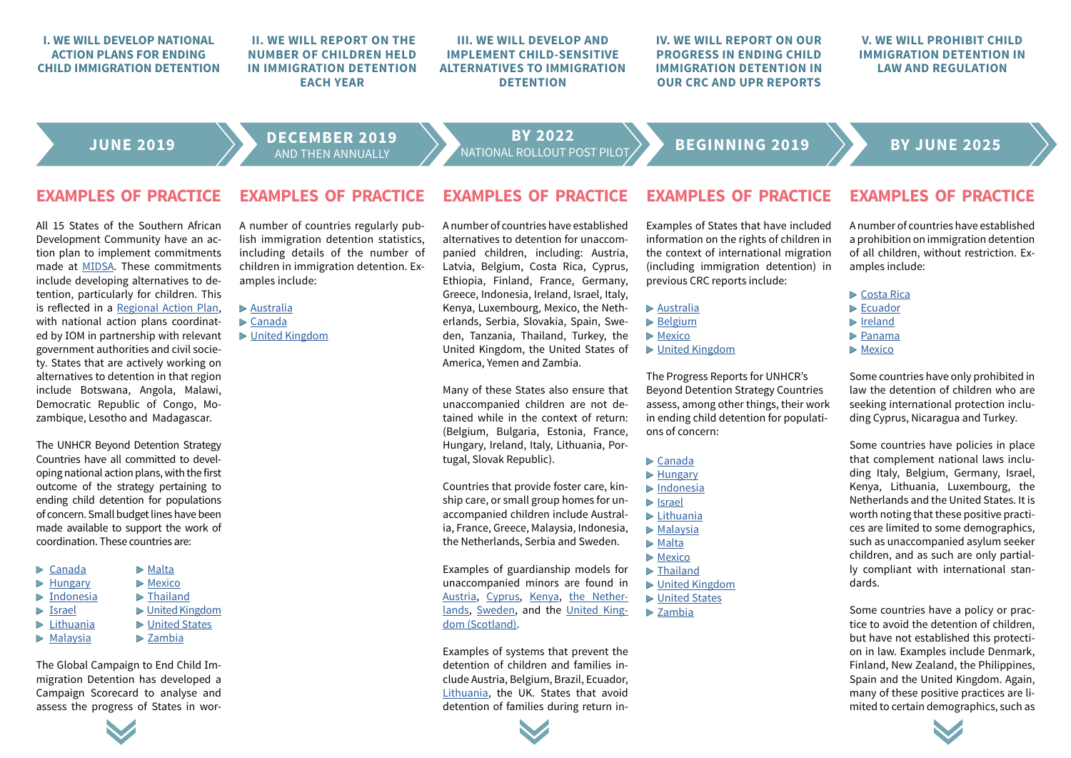## I. WE WILL DEVELOP NATIONAL ACTION PLANS FOR ENDING CHILD IMMIGRATION DETENTION

**JUNE 2019**

### EXAMPLES OF PRACTICE

All 15 States of the Southern African Development Community have an action plan to implement commitments made at MIDSA. These commitments include developing alternatives to detention, particularly for children. This is reflected in a Regional Action Plan, with national action plans coordinated by IOM in partnership with relevant government authorities and civil society. States that are actively working on alternatives to detention in that region include Botswana, Angola, Malawi, Democratic Republic of Congo, Mozambique, Lesotho and Madagascar.

The UNHCR Beyond Detention Strategy Countries have all committed to developing national action plans, with the first outcome of the strategy pertaining to ending child detention for populations of concern. Small budget lines have been made available to support the work of coordination. These countries are:

- Canada
- Hungary
- Indonesia
- Israel
- Lithuania
- Malaysia
- Malta
- Mexico
- Thailand
- United Kingdom
- United States
- Zambia

The Global Campaign to End Child Immigration Detention has developed a Campaign Scorecard to analyse and assess the progress of States in wor-

## II. WE WILL REPORT ON THE NUMBER OF CHILDREN HELD IN IMMIGRATION DETENTION EACH YEAR

**DECEMBER 2019**
AND THEN ANNUALLY

### EXAMPLES OF PRACTICE

A number of countries regularly publish immigration detention statistics, including details of the number of children in immigration detention. Examples include:

- Australia
- Canada
- United Kingdom

## III. WE WILL DEVELOP AND IMPLEMENT CHILD-SENSITIVE ALTERNATIVES TO IMMIGRATION DETENTION

**BY 2022**
NATIONAL ROLLOUT POST PILOT

### EXAMPLES OF PRACTICE

A number of countries have established alternatives to detention for unaccompanied children, including: Austria, Latvia, Belgium, Costa Rica, Cyprus, Ethiopia, Finland, France, Germany, Greece, Indonesia, Ireland, Israel, Italy, Kenya, Luxembourg, Mexico, the Netherlands, Serbia, Slovakia, Spain, Sweden, Tanzania, Thailand, Turkey, the United Kingdom, the United States of America, Yemen and Zambia.

Many of these States also ensure that unaccompanied children are not detained while in the context of return: (Belgium, Bulgaria, Estonia, France, Hungary, Ireland, Italy, Lithuania, Portugal, Slovak Republic).

Countries that provide foster care, kinship care, or small group homes for unaccompanied children include Australia, France, Greece, Malaysia, Indonesia, the Netherlands, Serbia and Sweden.

Examples of guardianship models for unaccompanied minors are found in Austria, Cyprus, Kenya, the Netherlands, Sweden, and the United Kingdom (Scotland).

Examples of systems that prevent the detention of children and families include Austria, Belgium, Brazil, Ecuador, Lithuania, the UK. States that avoid detention of families during return in-

## IV. WE WILL REPORT ON OUR PROGRESS IN ENDING CHILD IMMIGRATION DETENTION IN OUR CRC AND UPR REPORTS

**BEGINNING 2019**

### EXAMPLES OF PRACTICE

Examples of States that have included information on the rights of children in the context of international migration (including immigration detention) in previous CRC reports include:

- Australia
- Belgium
- Mexico
- United Kingdom

The Progress Reports for UNHCR's Beyond Detention Strategy Countries assess, among other things, their work in ending child detention for populations of concern:

- Canada
- Hungary
- Indonesia
- Israel
- Lithuania
- Malaysia
- Malta
- Mexico
- Thailand
- United Kingdom
- United States
- Zambia

## V. WE WILL PROHIBIT CHILD IMMIGRATION DETENTION IN LAW AND REGULATION

**BY JUNE 2025**

### EXAMPLES OF PRACTICE

A number of countries have established a prohibition on immigration detention of all children, without restriction. Examples include:

- Costa Rica
- Ecuador
- Ireland
- Panama
- Mexico

Some countries have only prohibited in law the detention of children who are seeking international protection including Cyprus, Nicaragua and Turkey.

Some countries have policies in place that complement national laws including Italy, Belgium, Germany, Israel, Kenya, Lithuania, Luxembourg, the Netherlands and the United States. It is worth noting that these positive practices are limited to some demographics, such as unaccompanied asylum seeker children, and as such are only partially compliant with international standards.

Some countries have a policy or practice to avoid the detention of children, but have not established this protection in law. Examples include Denmark, Finland, New Zealand, the Philippines, Spain and the United Kingdom. Again, many of these positive practices are limited to certain demographics, such as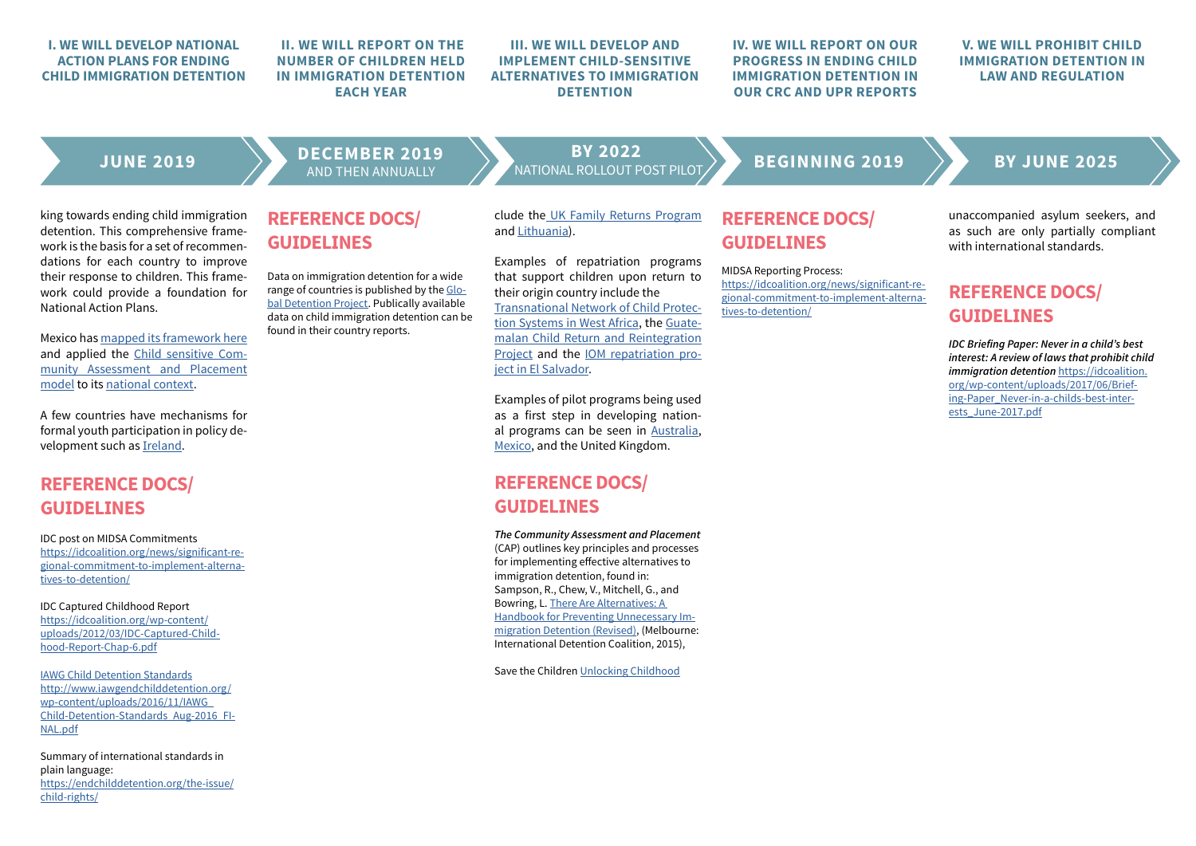## I. WE WILL DEVELOP NATIONAL ACTION PLANS FOR ENDING CHILD IMMIGRATION DETENTION

**JUNE 2019**

king towards ending child immigration detention. This comprehensive framework is the basis for a set of recommendations for each country to improve their response to children. This framework could provide a foundation for National Action Plans.

Mexico has mapped its framework here and applied the Child sensitive Community Assessment and Placement model to its national context.

A few countries have mechanisms for formal youth participation in policy development such as Ireland.

### REFERENCE DOCS/ GUIDELINES

IDC post on MIDSA Commitments
https://idcoalition.org/news/significant-regional-commitment-to-implement-alternatives-to-detention/

IDC Captured Childhood Report
https://idcoalition.org/wp-content/uploads/2012/03/IDC-Captured-Childhood-Report-Chap-6.pdf

IAWG Child Detention Standards
http://www.iawgendchilddetention.org/wp-content/uploads/2016/11/IAWG_Child-Detention-Standards_Aug-2016_FINAL.pdf

Summary of international standards in plain language:
https://endchilddetention.org/the-issue/child-rights/

## II. WE WILL REPORT ON THE NUMBER OF CHILDREN HELD IN IMMIGRATION DETENTION EACH YEAR

**DECEMBER 2019**
AND THEN ANNUALLY

### REFERENCE DOCS/ GUIDELINES

Data on immigration detention for a wide range of countries is published by the Global Detention Project. Publically available data on child immigration detention can be found in their country reports.

## III. WE WILL DEVELOP AND IMPLEMENT CHILD-SENSITIVE ALTERNATIVES TO IMMIGRATION DETENTION

**BY 2022**
NATIONAL ROLLOUT POST PILOT

clude the UK Family Returns Program and Lithuania).

Examples of repatriation programs that support children upon return to their origin country include the Transnational Network of Child Protection Systems in West Africa, the Guatemalan Child Return and Reintegration Project and the IOM repatriation project in El Salvador.

Examples of pilot programs being used as a first step in developing national programs can be seen in Australia, Mexico, and the United Kingdom.

### REFERENCE DOCS/ GUIDELINES

***The Community Assessment and Placement*** (CAP) outlines key principles and processes for implementing effective alternatives to immigration detention, found in: Sampson, R., Chew, V., Mitchell, G., and Bowring, L. There Are Alternatives: A Handbook for Preventing Unnecessary Immigration Detention (Revised), (Melbourne: International Detention Coalition, 2015),

Save the Children Unlocking Childhood

## IV. WE WILL REPORT ON OUR PROGRESS IN ENDING CHILD IMMIGRATION DETENTION IN OUR CRC AND UPR REPORTS

**BEGINNING 2019**

### REFERENCE DOCS/ GUIDELINES

MIDSA Reporting Process:
https://idcoalition.org/news/significant-regional-commitment-to-implement-alternatives-to-detention/

## V. WE WILL PROHIBIT CHILD IMMIGRATION DETENTION IN LAW AND REGULATION

**BY JUNE 2025**

unaccompanied asylum seekers, and as such are only partially compliant with international standards.

### REFERENCE DOCS/ GUIDELINES

***IDC Briefing Paper: Never in a child's best interest: A review of laws that prohibit child immigration detention*** https://idcoalition.org/wp-content/uploads/2017/06/Briefing-Paper_Never-in-a-childs-best-interests_June-2017.pdf